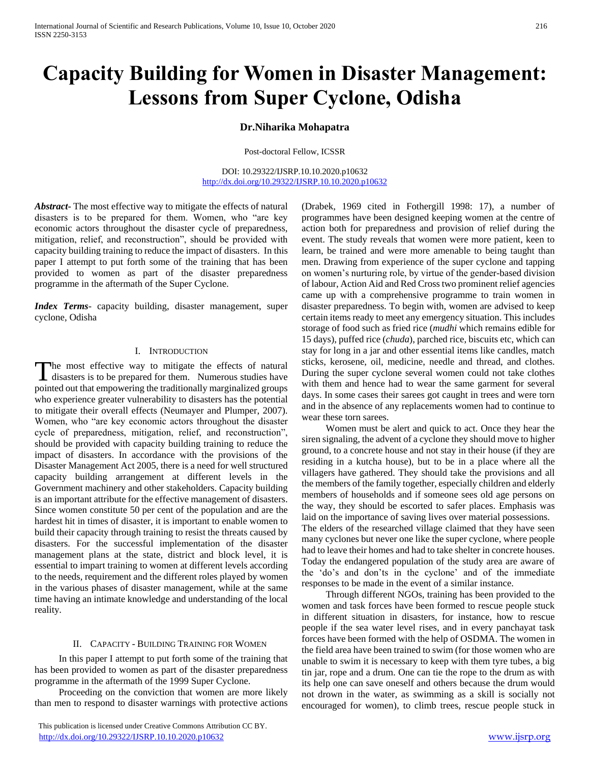# Capacity Building for Women in Disaster Management: Lessons from Super Cyclone, Odisha

**Dr.Niharika Mohapatra**

Post-doctoral Fellow, ICSSR

DOI: 10.29322/IJSRP.10.10.2020.p10632
http://dx.doi.org/10.29322/IJSRP.10.10.2020.p10632

***Abstract***- The most effective way to mitigate the effects of natural disasters is to be prepared for them. Women, who "are key economic actors throughout the disaster cycle of preparedness, mitigation, relief, and reconstruction", should be provided with capacity building training to reduce the impact of disasters. In this paper I attempt to put forth some of the training that has been provided to women as part of the disaster preparedness programme in the aftermath of the Super Cyclone.

***Index Terms***- capacity building, disaster management, super cyclone, Odisha

## I. Introduction

The most effective way to mitigate the effects of natural disasters is to be prepared for them. Numerous studies have pointed out that empowering the traditionally marginalized groups who experience greater vulnerability to disasters has the potential to mitigate their overall effects (Neumayer and Plumper, 2007). Women, who "are key economic actors throughout the disaster cycle of preparedness, mitigation, relief, and reconstruction", should be provided with capacity building training to reduce the impact of disasters. In accordance with the provisions of the Disaster Management Act 2005, there is a need for well structured capacity building arrangement at different levels in the Government machinery and other stakeholders. Capacity building is an important attribute for the effective management of disasters. Since women constitute 50 per cent of the population and are the hardest hit in times of disaster, it is important to enable women to build their capacity through training to resist the threats caused by disasters. For the successful implementation of the disaster management plans at the state, district and block level, it is essential to impart training to women at different levels according to the needs, requirement and the different roles played by women in the various phases of disaster management, while at the same time having an intimate knowledge and understanding of the local reality.

## II. Capacity - Building Training for Women

In this paper I attempt to put forth some of the training that has been provided to women as part of the disaster preparedness programme in the aftermath of the 1999 Super Cyclone.

Proceeding on the conviction that women are more likely than men to respond to disaster warnings with protective actions (Drabek, 1969 cited in Fothergill 1998: 17), a number of programmes have been designed keeping women at the centre of action both for preparedness and provision of relief during the event. The study reveals that women were more patient, keen to learn, be trained and were more amenable to being taught than men. Drawing from experience of the super cyclone and tapping on women's nurturing role, by virtue of the gender-based division of labour, Action Aid and Red Cross two prominent relief agencies came up with a comprehensive programme to train women in disaster preparedness. To begin with, women are advised to keep certain items ready to meet any emergency situation. This includes storage of food such as fried rice (*mudhi* which remains edible for 15 days), puffed rice (*chuda*), parched rice, biscuits etc, which can stay for long in a jar and other essential items like candles, match sticks, kerosene, oil, medicine, needle and thread, and clothes. During the super cyclone several women could not take clothes with them and hence had to wear the same garment for several days. In some cases their sarees got caught in trees and were torn and in the absence of any replacements women had to continue to wear these torn sarees.

Women must be alert and quick to act. Once they hear the siren signaling, the advent of a cyclone they should move to higher ground, to a concrete house and not stay in their house (if they are residing in a kutcha house), but to be in a place where all the villagers have gathered. They should take the provisions and all the members of the family together, especially children and elderly members of households and if someone sees old age persons on the way, they should be escorted to safer places. Emphasis was laid on the importance of saving lives over material possessions.
The elders of the researched village claimed that they have seen many cyclones but never one like the super cyclone, where people had to leave their homes and had to take shelter in concrete houses. Today the endangered population of the study area are aware of the 'do's and don'ts in the cyclone' and of the immediate responses to be made in the event of a similar instance.

Through different NGOs, training has been provided to the women and task forces have been formed to rescue people stuck in different situation in disasters, for instance, how to rescue people if the sea water level rises, and in every panchayat task forces have been formed with the help of OSDMA. The women in the field area have been trained to swim (for those women who are unable to swim it is necessary to keep with them tyre tubes, a big tin jar, rope and a drum. One can tie the rope to the drum as with its help one can save oneself and others because the drum would not drown in the water, as swimming as a skill is socially not encouraged for women), to climb trees, rescue people stuck in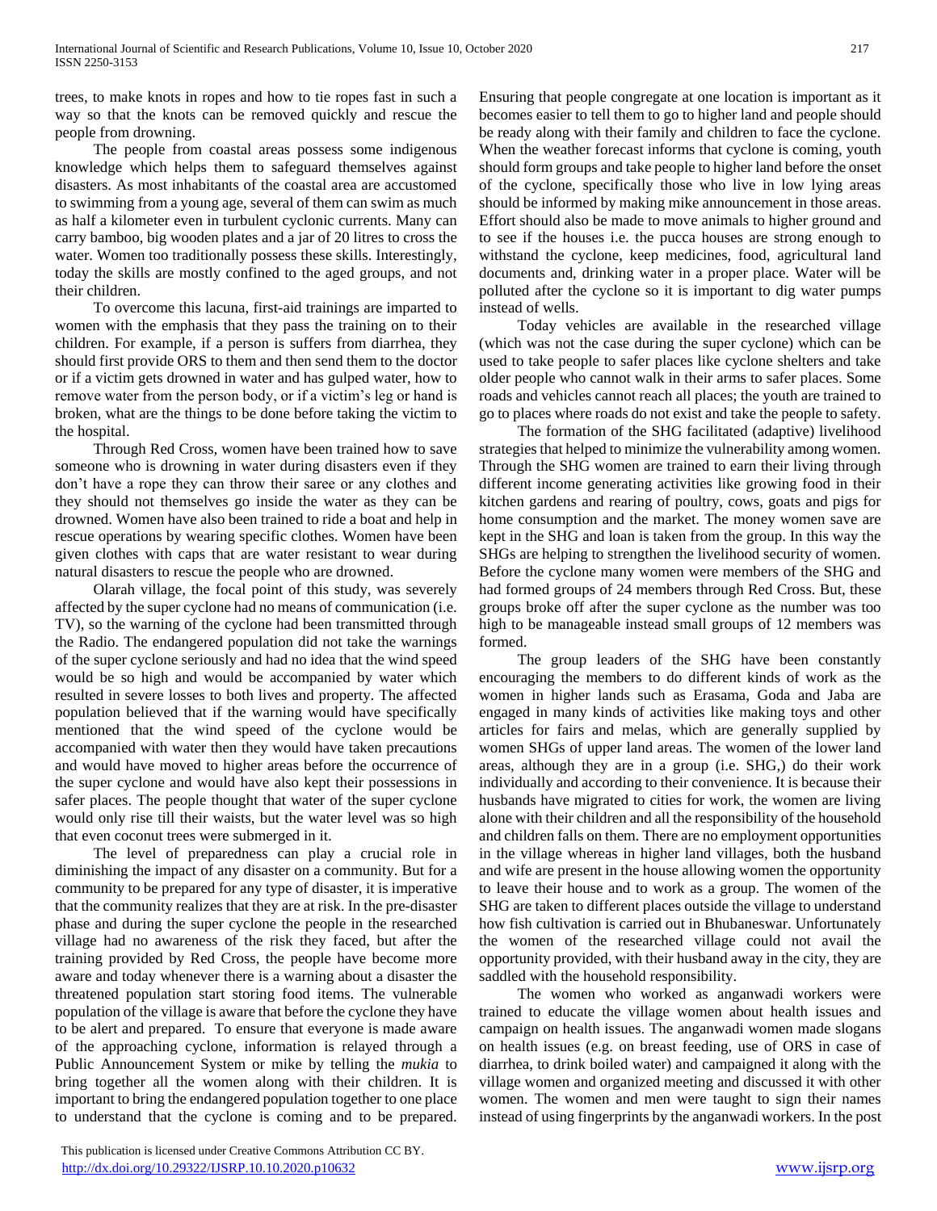trees, to make knots in ropes and how to tie ropes fast in such a way so that the knots can be removed quickly and rescue the people from drowning.

The people from coastal areas possess some indigenous knowledge which helps them to safeguard themselves against disasters. As most inhabitants of the coastal area are accustomed to swimming from a young age, several of them can swim as much as half a kilometer even in turbulent cyclonic currents. Many can carry bamboo, big wooden plates and a jar of 20 litres to cross the water. Women too traditionally possess these skills. Interestingly, today the skills are mostly confined to the aged groups, and not their children.

To overcome this lacuna, first-aid trainings are imparted to women with the emphasis that they pass the training on to their children. For example, if a person is suffers from diarrhea, they should first provide ORS to them and then send them to the doctor or if a victim gets drowned in water and has gulped water, how to remove water from the person body, or if a victim's leg or hand is broken, what are the things to be done before taking the victim to the hospital.

Through Red Cross, women have been trained how to save someone who is drowning in water during disasters even if they don't have a rope they can throw their saree or any clothes and they should not themselves go inside the water as they can be drowned. Women have also been trained to ride a boat and help in rescue operations by wearing specific clothes. Women have been given clothes with caps that are water resistant to wear during natural disasters to rescue the people who are drowned.

Olarah village, the focal point of this study, was severely affected by the super cyclone had no means of communication (i.e. TV), so the warning of the cyclone had been transmitted through the Radio. The endangered population did not take the warnings of the super cyclone seriously and had no idea that the wind speed would be so high and would be accompanied by water which resulted in severe losses to both lives and property. The affected population believed that if the warning would have specifically mentioned that the wind speed of the cyclone would be accompanied with water then they would have taken precautions and would have moved to higher areas before the occurrence of the super cyclone and would have also kept their possessions in safer places. The people thought that water of the super cyclone would only rise till their waists, but the water level was so high that even coconut trees were submerged in it.

The level of preparedness can play a crucial role in diminishing the impact of any disaster on a community. But for a community to be prepared for any type of disaster, it is imperative that the community realizes that they are at risk. In the pre-disaster phase and during the super cyclone the people in the researched village had no awareness of the risk they faced, but after the training provided by Red Cross, the people have become more aware and today whenever there is a warning about a disaster the threatened population start storing food items. The vulnerable population of the village is aware that before the cyclone they have to be alert and prepared. To ensure that everyone is made aware of the approaching cyclone, information is relayed through a Public Announcement System or mike by telling the *mukia* to bring together all the women along with their children. It is important to bring the endangered population together to one place to understand that the cyclone is coming and to be prepared. Ensuring that people congregate at one location is important as it becomes easier to tell them to go to higher land and people should be ready along with their family and children to face the cyclone. When the weather forecast informs that cyclone is coming, youth should form groups and take people to higher land before the onset of the cyclone, specifically those who live in low lying areas should be informed by making mike announcement in those areas. Effort should also be made to move animals to higher ground and to see if the houses i.e. the pucca houses are strong enough to withstand the cyclone, keep medicines, food, agricultural land documents and, drinking water in a proper place. Water will be polluted after the cyclone so it is important to dig water pumps instead of wells.

Today vehicles are available in the researched village (which was not the case during the super cyclone) which can be used to take people to safer places like cyclone shelters and take older people who cannot walk in their arms to safer places. Some roads and vehicles cannot reach all places; the youth are trained to go to places where roads do not exist and take the people to safety.

The formation of the SHG facilitated (adaptive) livelihood strategies that helped to minimize the vulnerability among women. Through the SHG women are trained to earn their living through different income generating activities like growing food in their kitchen gardens and rearing of poultry, cows, goats and pigs for home consumption and the market. The money women save are kept in the SHG and loan is taken from the group. In this way the SHGs are helping to strengthen the livelihood security of women. Before the cyclone many women were members of the SHG and had formed groups of 24 members through Red Cross. But, these groups broke off after the super cyclone as the number was too high to be manageable instead small groups of 12 members was formed.

The group leaders of the SHG have been constantly encouraging the members to do different kinds of work as the women in higher lands such as Erasama, Goda and Jaba are engaged in many kinds of activities like making toys and other articles for fairs and melas, which are generally supplied by women SHGs of upper land areas. The women of the lower land areas, although they are in a group (i.e. SHG,) do their work individually and according to their convenience. It is because their husbands have migrated to cities for work, the women are living alone with their children and all the responsibility of the household and children falls on them. There are no employment opportunities in the village whereas in higher land villages, both the husband and wife are present in the house allowing women the opportunity to leave their house and to work as a group. The women of the SHG are taken to different places outside the village to understand how fish cultivation is carried out in Bhubaneswar. Unfortunately the women of the researched village could not avail the opportunity provided, with their husband away in the city, they are saddled with the household responsibility.

The women who worked as anganwadi workers were trained to educate the village women about health issues and campaign on health issues. The anganwadi women made slogans on health issues (e.g. on breast feeding, use of ORS in case of diarrhea, to drink boiled water) and campaigned it along with the village women and organized meeting and discussed it with other women. The women and men were taught to sign their names instead of using fingerprints by the anganwadi workers. In the post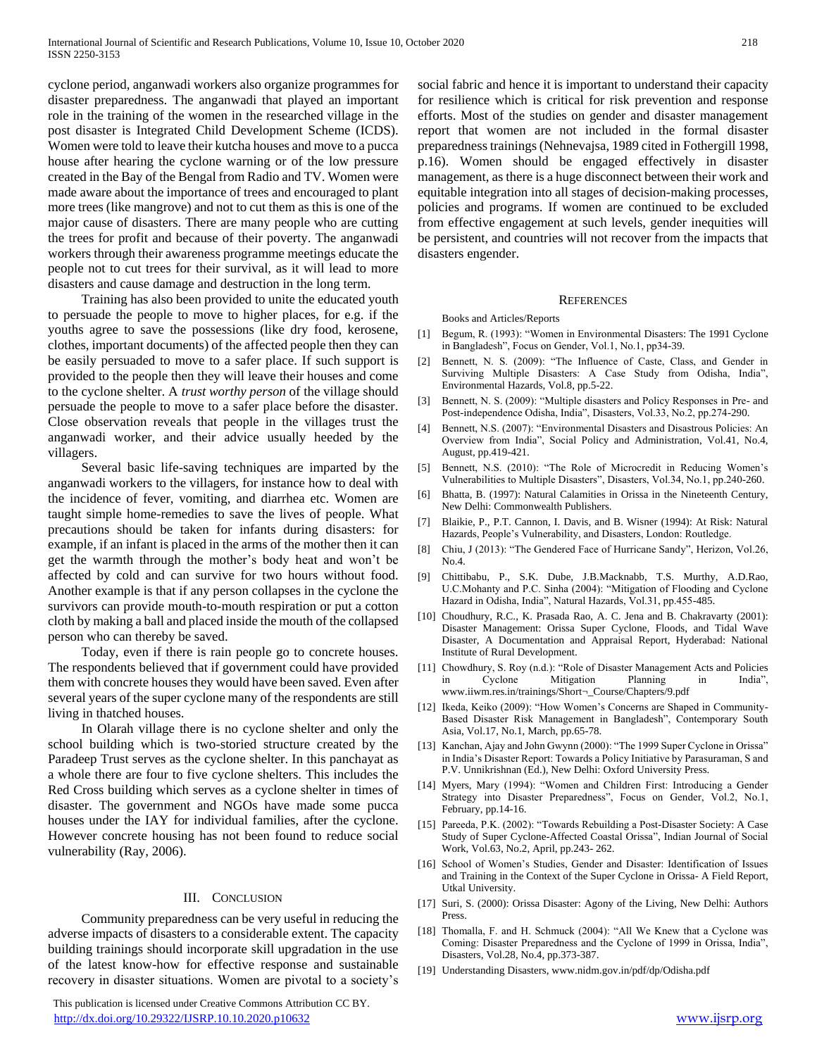cyclone period, anganwadi workers also organize programmes for disaster preparedness. The anganwadi that played an important role in the training of the women in the researched village in the post disaster is Integrated Child Development Scheme (ICDS). Women were told to leave their kutcha houses and move to a pucca house after hearing the cyclone warning or of the low pressure created in the Bay of the Bengal from Radio and TV. Women were made aware about the importance of trees and encouraged to plant more trees (like mangrove) and not to cut them as this is one of the major cause of disasters. There are many people who are cutting the trees for profit and because of their poverty. The anganwadi workers through their awareness programme meetings educate the people not to cut trees for their survival, as it will lead to more disasters and cause damage and destruction in the long term.

Training has also been provided to unite the educated youth to persuade the people to move to higher places, for e.g. if the youths agree to save the possessions (like dry food, kerosene, clothes, important documents) of the affected people then they can be easily persuaded to move to a safer place. If such support is provided to the people then they will leave their houses and come to the cyclone shelter. A *trust worthy person* of the village should persuade the people to move to a safer place before the disaster. Close observation reveals that people in the villages trust the anganwadi worker, and their advice usually heeded by the villagers.

Several basic life-saving techniques are imparted by the anganwadi workers to the villagers, for instance how to deal with the incidence of fever, vomiting, and diarrhea etc. Women are taught simple home-remedies to save the lives of people. What precautions should be taken for infants during disasters: for example, if an infant is placed in the arms of the mother then it can get the warmth through the mother's body heat and won't be affected by cold and can survive for two hours without food. Another example is that if any person collapses in the cyclone the survivors can provide mouth-to-mouth respiration or put a cotton cloth by making a ball and placed inside the mouth of the collapsed person who can thereby be saved.

Today, even if there is rain people go to concrete houses. The respondents believed that if government could have provided them with concrete houses they would have been saved. Even after several years of the super cyclone many of the respondents are still living in thatched houses.

In Olarah village there is no cyclone shelter and only the school building which is two-storied structure created by the Paradeep Trust serves as the cyclone shelter. In this panchayat as a whole there are four to five cyclone shelters. This includes the Red Cross building which serves as a cyclone shelter in times of disaster. The government and NGOs have made some pucca houses under the IAY for individual families, after the cyclone. However concrete housing has not been found to reduce social vulnerability (Ray, 2006).

## III. Conclusion

Community preparedness can be very useful in reducing the adverse impacts of disasters to a considerable extent. The capacity building trainings should incorporate skill upgradation in the use of the latest know-how for effective response and sustainable recovery in disaster situations. Women are pivotal to a society's social fabric and hence it is important to understand their capacity for resilience which is critical for risk prevention and response efforts. Most of the studies on gender and disaster management report that women are not included in the formal disaster preparedness trainings (Nehnevajsa, 1989 cited in Fothergill 1998, p.16). Women should be engaged effectively in disaster management, as there is a huge disconnect between their work and equitable integration into all stages of decision-making processes, policies and programs. If women are continued to be excluded from effective engagement at such levels, gender inequities will be persistent, and countries will not recover from the impacts that disasters engender.

## References

Books and Articles/Reports

[1] Begum, R. (1993): "Women in Environmental Disasters: The 1991 Cyclone in Bangladesh", Focus on Gender, Vol.1, No.1, pp34-39.

[2] Bennett, N. S. (2009): "The Influence of Caste, Class, and Gender in Surviving Multiple Disasters: A Case Study from Odisha, India", Environmental Hazards, Vol.8, pp.5-22.

[3] Bennett, N. S. (2009): "Multiple disasters and Policy Responses in Pre- and Post-independence Odisha, India", Disasters, Vol.33, No.2, pp.274-290.

[4] Bennett, N.S. (2007): "Environmental Disasters and Disastrous Policies: An Overview from India", Social Policy and Administration, Vol.41, No.4, August, pp.419-421.

[5] Bennett, N.S. (2010): "The Role of Microcredit in Reducing Women's Vulnerabilities to Multiple Disasters", Disasters, Vol.34, No.1, pp.240-260.

[6] Bhatta, B. (1997): Natural Calamities in Orissa in the Nineteenth Century, New Delhi: Commonwealth Publishers.

[7] Blaikie, P., P.T. Cannon, I. Davis, and B. Wisner (1994): At Risk: Natural Hazards, People's Vulnerability, and Disasters, London: Routledge.

[8] Chiu, J (2013): "The Gendered Face of Hurricane Sandy", Herizon, Vol.26, No.4.

[9] Chittibabu, P., S.K. Dube, J.B.Macknabb, T.S. Murthy, A.D.Rao, U.C.Mohanty and P.C. Sinha (2004): "Mitigation of Flooding and Cyclone Hazard in Odisha, India", Natural Hazards, Vol.31, pp.455-485.

[10] Choudhury, R.C., K. Prasada Rao, A. C. Jena and B. Chakravarty (2001): Disaster Management: Orissa Super Cyclone, Floods, and Tidal Wave Disaster, A Documentation and Appraisal Report, Hyderabad: National Institute of Rural Development.

[11] Chowdhury, S. Roy (n.d.): "Role of Disaster Management Acts and Policies in Cyclone Mitigation Planning in India", www.iiwm.res.in/trainings/Short¬_Course/Chapters/9.pdf

[12] Ikeda, Keiko (2009): "How Women's Concerns are Shaped in Community-Based Disaster Risk Management in Bangladesh", Contemporary South Asia, Vol.17, No.1, March, pp.65-78.

[13] Kanchan, Ajay and John Gwynn (2000): "The 1999 Super Cyclone in Orissa" in India's Disaster Report: Towards a Policy Initiative by Parasuraman, S and P.V. Unnikrishnan (Ed.), New Delhi: Oxford University Press.

[14] Myers, Mary (1994): "Women and Children First: Introducing a Gender Strategy into Disaster Preparedness", Focus on Gender, Vol.2, No.1, February, pp.14-16.

[15] Pareeda, P.K. (2002): "Towards Rebuilding a Post-Disaster Society: A Case Study of Super Cyclone-Affected Coastal Orissa", Indian Journal of Social Work, Vol.63, No.2, April, pp.243- 262.

[16] School of Women's Studies, Gender and Disaster: Identification of Issues and Training in the Context of the Super Cyclone in Orissa- A Field Report, Utkal University.

[17] Suri, S. (2000): Orissa Disaster: Agony of the Living, New Delhi: Authors Press.

[18] Thomalla, F. and H. Schmuck (2004): "All We Knew that a Cyclone was Coming: Disaster Preparedness and the Cyclone of 1999 in Orissa, India", Disasters, Vol.28, No.4, pp.373-387.

[19] Understanding Disasters, www.nidm.gov.in/pdf/dp/Odisha.pdf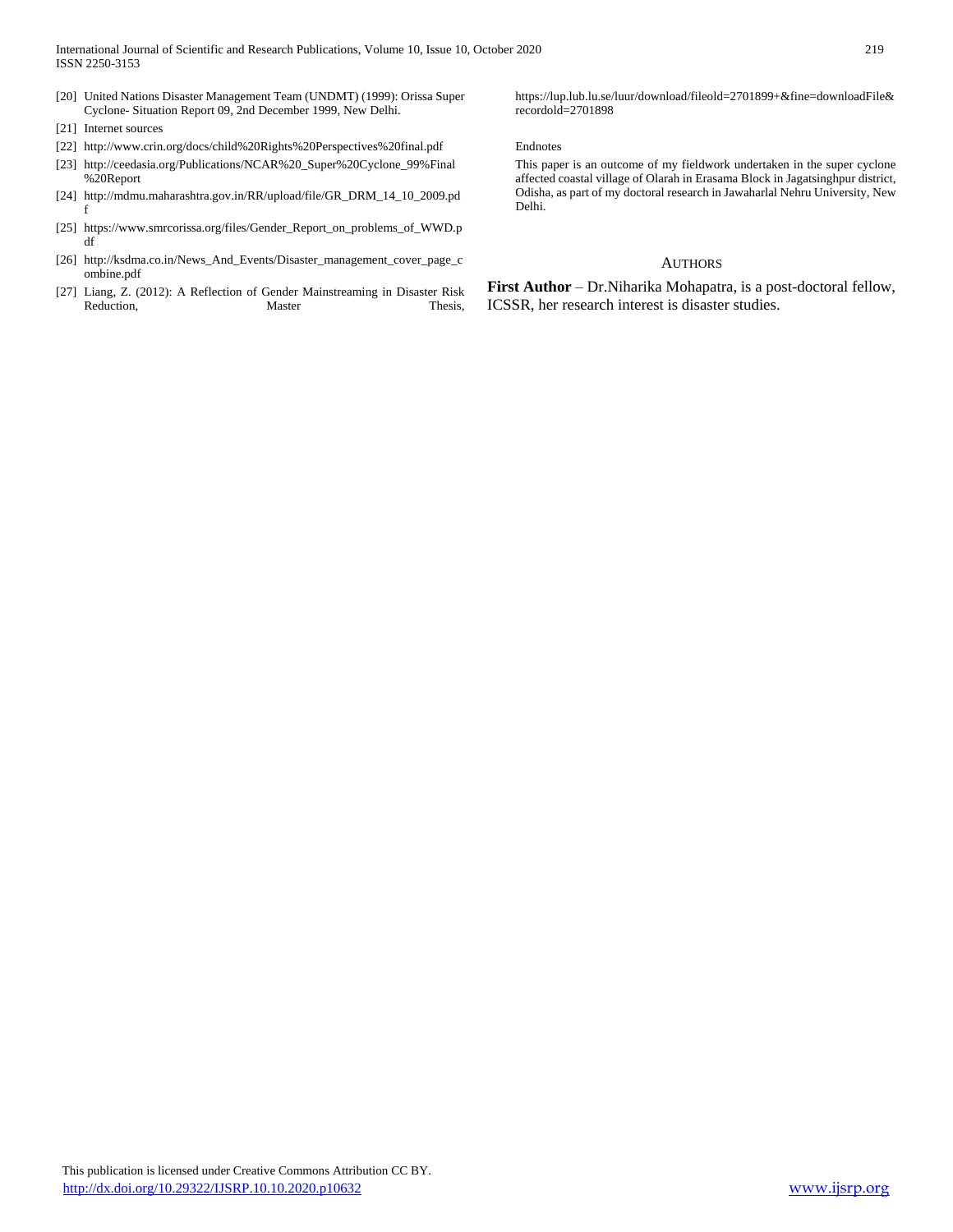[20] United Nations Disaster Management Team (UNDMT) (1999): Orissa Super Cyclone- Situation Report 09, 2nd December 1999, New Delhi.

[21] Internet sources

[22] http://www.crin.org/docs/child%20Rights%20Perspectives%20final.pdf

[23] http://ceedasia.org/Publications/NCAR%20_Super%20Cyclone_99%Final %20Report

[24] http://mdmu.maharashtra.gov.in/RR/upload/file/GR_DRM_14_10_2009.pdf

[25] https://www.smrcorissa.org/files/Gender_Report_on_problems_of_WWD.pdf

[26] http://ksdma.co.in/News_And_Events/Disaster_management_cover_page_combine.pdf

[27] Liang, Z. (2012): A Reflection of Gender Mainstreaming in Disaster Risk Reduction, Master Thesis, https://lup.lub.lu.se/luur/download/fileold=2701899+&fine=downloadFile&recordold=2701898

Endnotes

This paper is an outcome of my fieldwork undertaken in the super cyclone affected coastal village of Olarah in Erasama Block in Jagatsinghpur district, Odisha, as part of my doctoral research in Jawaharlal Nehru University, New Delhi.

## AUTHORS

**First Author** – Dr.Niharika Mohapatra, is a post-doctoral fellow, ICSSR, her research interest is disaster studies.

This publication is licensed under Creative Commons Attribution CC BY.
http://dx.doi.org/10.29322/IJSRP.10.10.2020.p10632